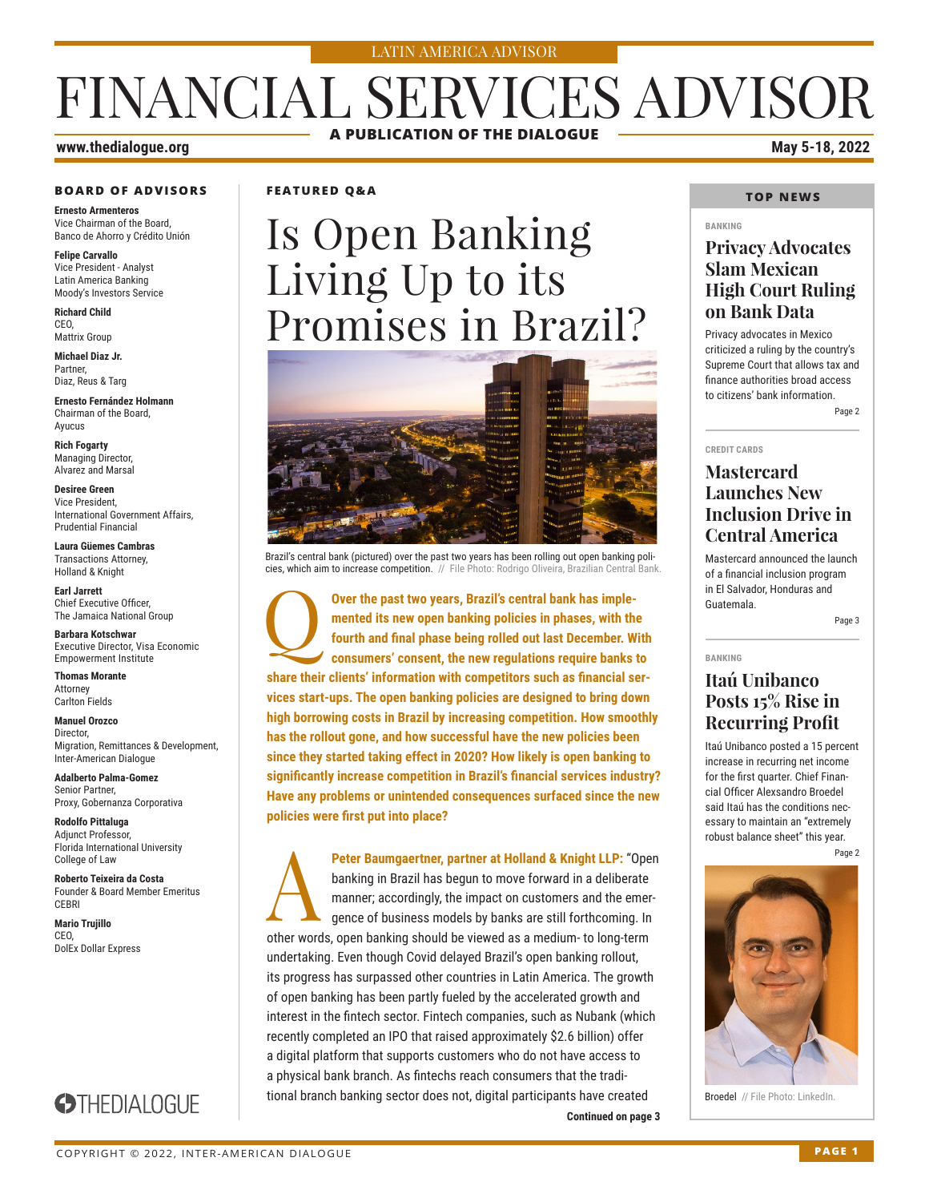LATIN AMERICA ADVISOR

# FINANCIAL SERVICES ADVISOR

**A PUBLICATION OF THE DIALOGUE**

www.thedialogue.org

May 5-18, 2022

### BOARD OF ADVISORS

**Ernesto Armenteros**
Vice Chairman of the Board, Banco de Ahorro y Crédito Unión

**Felipe Carvallo**
Vice President - Analyst Latin America Banking Moody's Investors Service

**Richard Child**
CEO, Mattrix Group

**Michael Diaz Jr.**
Partner, Diaz, Reus & Targ

**Ernesto Fernández Holmann**
Chairman of the Board, Ayucus

**Rich Fogarty**
Managing Director, Alvarez and Marsal

**Desiree Green**
Vice President, International Government Affairs, Prudential Financial

**Laura Güemes Cambras**
Transactions Attorney, Holland & Knight

**Earl Jarrett**
Chief Executive Officer, The Jamaica National Group

**Barbara Kotschwar**
Executive Director, Visa Economic Empowerment Institute

**Thomas Morante**
Attorney Carlton Fields

**Manuel Orozco**
Director, Migration, Remittances & Development, Inter-American Dialogue

**Adalberto Palma-Gomez**
Senior Partner, Proxy, Gobernanza Corporativa

**Rodolfo Pittaluga**
Adjunct Professor, Florida International University College of Law

**Roberto Teixeira da Costa**
Founder & Board Member Emeritus CEBRI

**Mario Trujillo**
CEO, DolEx Dollar Express

THEDIALOGUE

### FEATURED Q&A

# Is Open Banking Living Up to its Promises in Brazil?

Brazil's central bank (pictured) over the past two years has been rolling out open banking policies, which aim to increase competition. // File Photo: Rodrigo Oliveira, Brazilian Central Bank.

**Q** **Over the past two years, Brazil's central bank has implemented its new open banking policies in phases, with the fourth and final phase being rolled out last December. With consumers' consent, the new regulations require banks to share their clients' information with competitors such as financial services start-ups. The open banking policies are designed to bring down high borrowing costs in Brazil by increasing competition. How smoothly has the rollout gone, and how successful have the new policies been since they started taking effect in 2020? How likely is open banking to significantly increase competition in Brazil's financial services industry? Have any problems or unintended consequences surfaced since the new policies were first put into place?**

**A** **Peter Baumgaertner, partner at Holland & Knight LLP:** "Open banking in Brazil has begun to move forward in a deliberate manner; accordingly, the impact on customers and the emergence of business models by banks are still forthcoming. In other words, open banking should be viewed as a medium- to long-term undertaking. Even though Covid delayed Brazil's open banking rollout, its progress has surpassed other countries in Latin America. The growth of open banking has been partly fueled by the accelerated growth and interest in the fintech sector. Fintech companies, such as Nubank (which recently completed an IPO that raised approximately $2.6 billion) offer a digital platform that supports customers who do not have access to a physical bank branch. As fintechs reach consumers that the traditional branch banking sector does not, digital participants have created

**Continued on page 3**

### TOP NEWS

BANKING

## Privacy Advocates Slam Mexican High Court Ruling on Bank Data

Privacy advocates in Mexico criticized a ruling by the country's Supreme Court that allows tax and finance authorities broad access to citizens' bank information.

Page 2

CREDIT CARDS

## Mastercard Launches New Inclusion Drive in Central America

Mastercard announced the launch of a financial inclusion program in El Salvador, Honduras and Guatemala.

Page 3

BANKING

## Itaú Unibanco Posts 15% Rise in Recurring Profit

Itaú Unibanco posted a 15 percent increase in recurring net income for the first quarter. Chief Financial Officer Alexsandro Broedel said Itaú has the conditions necessary to maintain an "extremely robust balance sheet" this year.

Page 2

Broedel // File Photo: LinkedIn.

COPYRIGHT © 2022, INTER-AMERICAN DIALOGUE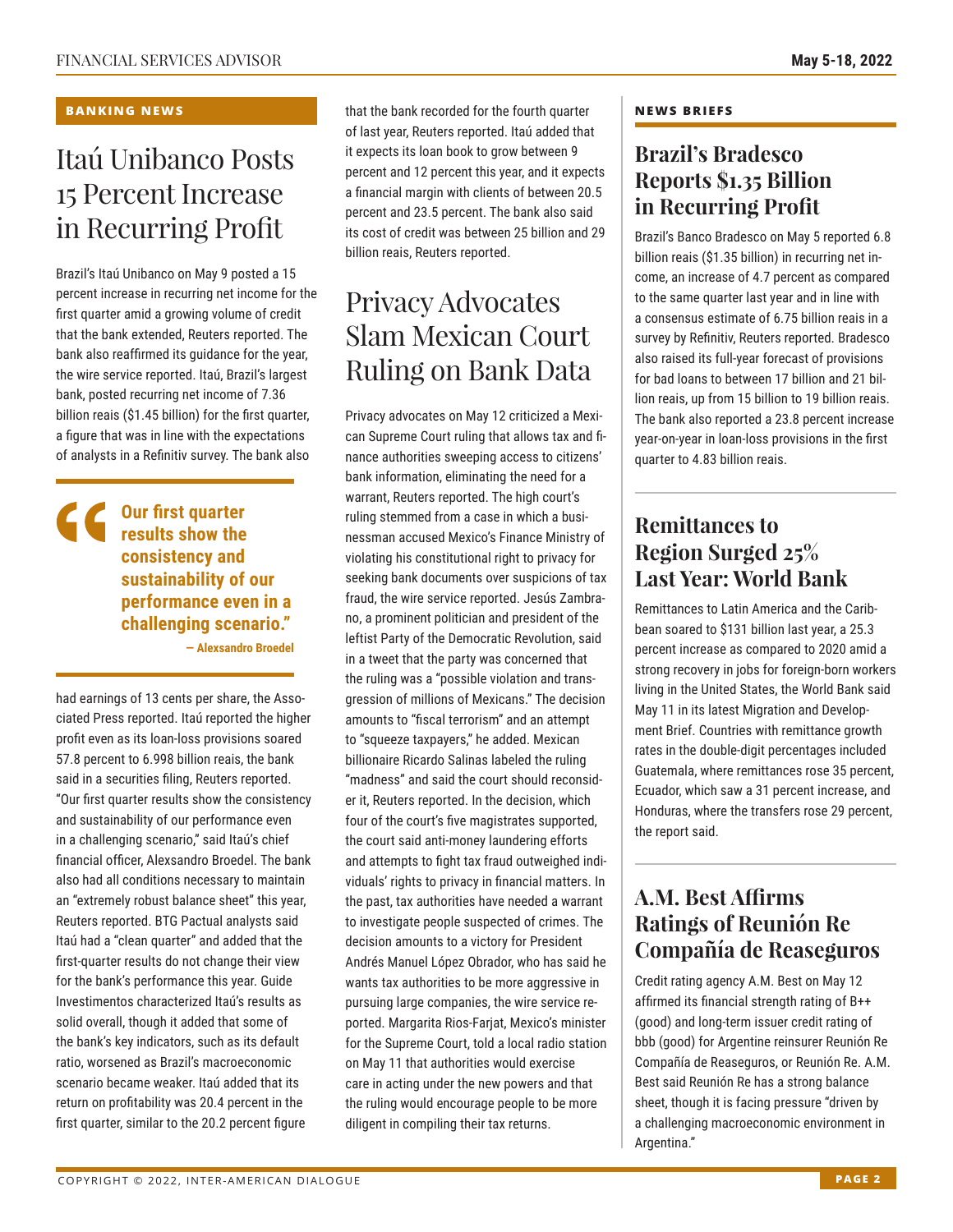## BANKING NEWS

# Itaú Unibanco Posts 15 Percent Increase in Recurring Profit

Brazil's Itaú Unibanco on May 9 posted a 15 percent increase in recurring net income for the first quarter amid a growing volume of credit that the bank extended, Reuters reported. The bank also reaffirmed its guidance for the year, the wire service reported. Itaú, Brazil's largest bank, posted recurring net income of 7.36 billion reais ($1.45 billion) for the first quarter, a figure that was in line with the expectations of analysts in a Refinitiv survey. The bank also had earnings of 13 cents per share, the Associated Press reported. Itaú reported the higher profit even as its loan-loss provisions soared 57.8 percent to 6.998 billion reais, the bank said in a securities filing, Reuters reported. "Our first quarter results show the consistency and sustainability of our performance even in a challenging scenario," said Itaú's chief financial officer, Alexsandro Broedel. The bank also had all conditions necessary to maintain an "extremely robust balance sheet" this year, Reuters reported. BTG Pactual analysts said Itaú had a "clean quarter" and added that the first-quarter results do not change their view for the bank's performance this year. Guide Investimentos characterized Itaú's results as solid overall, though it added that some of the bank's key indicators, such as its default ratio, worsened as Brazil's macroeconomic scenario became weaker. Itaú added that its return on profitability was 20.4 percent in the first quarter, similar to the 20.2 percent figure that the bank recorded for the fourth quarter of last year, Reuters reported. Itaú added that it expects its loan book to grow between 9 percent and 12 percent this year, and it expects a financial margin with clients of between 20.5 percent and 23.5 percent. The bank also said its cost of credit was between 25 billion and 29 billion reais, Reuters reported.

> **"Our first quarter results show the consistency and sustainability of our performance even in a challenging scenario."**
>
> **— Alexsandro Broedel**

# Privacy Advocates Slam Mexican Court Ruling on Bank Data

Privacy advocates on May 12 criticized a Mexican Supreme Court ruling that allows tax and finance authorities sweeping access to citizens' bank information, eliminating the need for a warrant, Reuters reported. The high court's ruling stemmed from a case in which a businessman accused Mexico's Finance Ministry of violating his constitutional right to privacy for seeking bank documents over suspicions of tax fraud, the wire service reported. Jesús Zambrano, a prominent politician and president of the leftist Party of the Democratic Revolution, said in a tweet that the party was concerned that the ruling was a "possible violation and transgression of millions of Mexicans." The decision amounts to "fiscal terrorism" and an attempt to "squeeze taxpayers," he added. Mexican billionaire Ricardo Salinas labeled the ruling "madness" and said the court should reconsider it, Reuters reported. In the decision, which four of the court's five magistrates supported, the court said anti-money laundering efforts and attempts to fight tax fraud outweighed individuals' rights to privacy in financial matters. In the past, tax authorities have needed a warrant to investigate people suspected of crimes. The decision amounts to a victory for President Andrés Manuel López Obrador, who has said he wants tax authorities to be more aggressive in pursuing large companies, the wire service reported. Margarita Rios-Farjat, Mexico's minister for the Supreme Court, told a local radio station on May 11 that authorities would exercise care in acting under the new powers and that the ruling would encourage people to be more diligent in compiling their tax returns.

## NEWS BRIEFS

### Brazil's Bradesco Reports $1.35 Billion in Recurring Profit

Brazil's Banco Bradesco on May 5 reported 6.8 billion reais ($1.35 billion) in recurring net income, an increase of 4.7 percent as compared to the same quarter last year and in line with a consensus estimate of 6.75 billion reais in a survey by Refinitiv, Reuters reported. Bradesco also raised its full-year forecast of provisions for bad loans to between 17 billion and 21 billion reais, up from 15 billion to 19 billion reais. The bank also reported a 23.8 percent increase year-on-year in loan-loss provisions in the first quarter to 4.83 billion reais.

### Remittances to Region Surged 25% Last Year: World Bank

Remittances to Latin America and the Caribbean soared to $131 billion last year, a 25.3 percent increase as compared to 2020 amid a strong recovery in jobs for foreign-born workers living in the United States, the World Bank said May 11 in its latest Migration and Development Brief. Countries with remittance growth rates in the double-digit percentages included Guatemala, where remittances rose 35 percent, Ecuador, which saw a 31 percent increase, and Honduras, where the transfers rose 29 percent, the report said.

### A.M. Best Affirms Ratings of Reunión Re Compañía de Reaseguros

Credit rating agency A.M. Best on May 12 affirmed its financial strength rating of B++ (good) and long-term issuer credit rating of bbb (good) for Argentine reinsurer Reunión Re Compañía de Reaseguros, or Reunión Re. A.M. Best said Reunión Re has a strong balance sheet, though it is facing pressure "driven by a challenging macroeconomic environment in Argentina."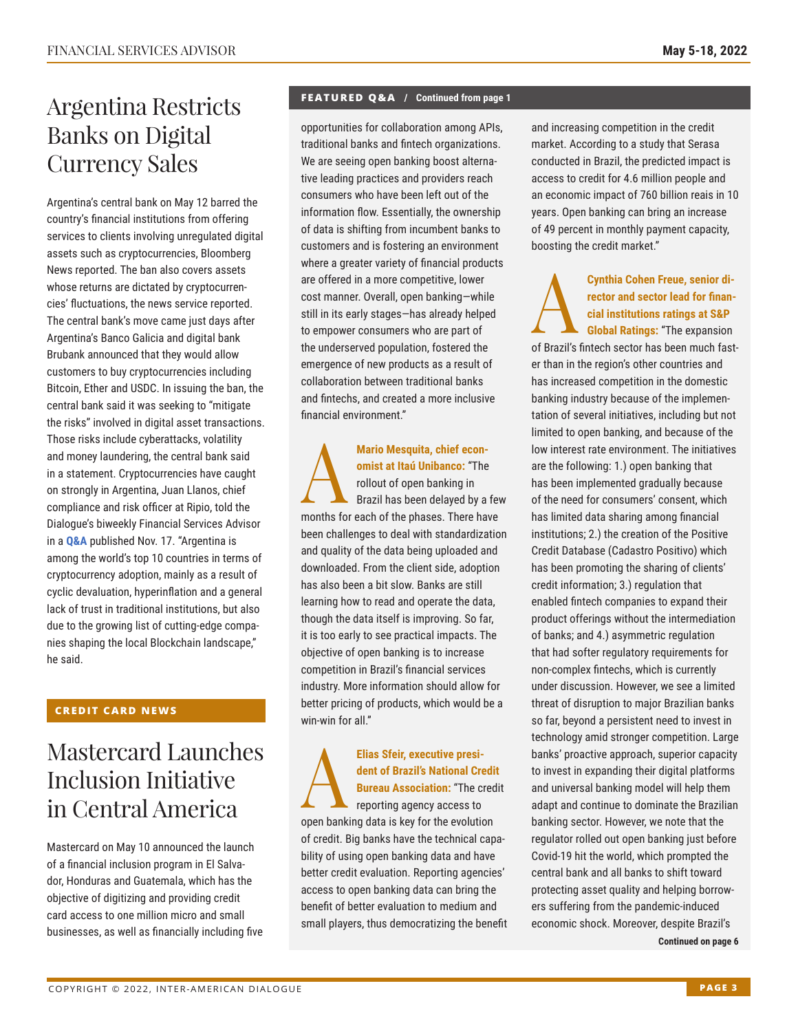# Argentina Restricts Banks on Digital Currency Sales

Argentina's central bank on May 12 barred the country's financial institutions from offering services to clients involving unregulated digital assets such as cryptocurrencies, Bloomberg News reported. The ban also covers assets whose returns are dictated by cryptocurrencies' fluctuations, the news service reported. The central bank's move came just days after Argentina's Banco Galicia and digital bank Brubank announced that they would allow customers to buy cryptocurrencies including Bitcoin, Ether and USDC. In issuing the ban, the central bank said it was seeking to "mitigate the risks" involved in digital asset transactions. Those risks include cyberattacks, volatility and money laundering, the central bank said in a statement. Cryptocurrencies have caught on strongly in Argentina, Juan Llanos, chief compliance and risk officer at Ripio, told the Dialogue's biweekly Financial Services Advisor in a **Q&A** published Nov. 17. "Argentina is among the world's top 10 countries in terms of cryptocurrency adoption, mainly as a result of cyclic devaluation, hyperinflation and a general lack of trust in traditional institutions, but also due to the growing list of cutting-edge companies shaping the local Blockchain landscape," he said.

**CREDIT CARD NEWS**

# Mastercard Launches Inclusion Initiative in Central America

Mastercard on May 10 announced the launch of a financial inclusion program in El Salvador, Honduras and Guatemala, which has the objective of digitizing and providing credit card access to one million micro and small businesses, as well as financially including five

**FEATURED Q&A / Continued from page 1**

opportunities for collaboration among APIs, traditional banks and fintech organizations. We are seeing open banking boost alternative leading practices and providers reach consumers who have been left out of the information flow. Essentially, the ownership of data is shifting from incumbent banks to customers and is fostering an environment where a greater variety of financial products are offered in a more competitive, lower cost manner. Overall, open banking—while still in its early stages—has already helped to empower consumers who are part of the underserved population, fostered the emergence of new products as a result of collaboration between traditional banks and fintechs, and created a more inclusive financial environment."

**A** **Mario Mesquita, chief economist at Itaú Unibanco:** "The rollout of open banking in Brazil has been delayed by a few months for each of the phases. There have been challenges to deal with standardization and quality of the data being uploaded and downloaded. From the client side, adoption has also been a bit slow. Banks are still learning how to read and operate the data, though the data itself is improving. So far, it is too early to see practical impacts. The objective of open banking is to increase competition in Brazil's financial services industry. More information should allow for better pricing of products, which would be a win-win for all."

**A** **Elias Sfeir, executive president of Brazil's National Credit Bureau Association:** "The credit reporting agency access to open banking data is key for the evolution of credit. Big banks have the technical capability of using open banking data and have better credit evaluation. Reporting agencies' access to open banking data can bring the benefit of better evaluation to medium and small players, thus democratizing the benefit and increasing competition in the credit market. According to a study that Serasa conducted in Brazil, the predicted impact is access to credit for 4.6 million people and an economic impact of 760 billion reais in 10 years. Open banking can bring an increase of 49 percent in monthly payment capacity, boosting the credit market."

**A** **Cynthia Cohen Freue, senior director and sector lead for financial institutions ratings at S&P Global Ratings:** "The expansion of Brazil's fintech sector has been much faster than in the region's other countries and has increased competition in the domestic banking industry because of the implementation of several initiatives, including but not limited to open banking, and because of the low interest rate environment. The initiatives are the following: 1.) open banking that has been implemented gradually because of the need for consumers' consent, which has limited data sharing among financial institutions; 2.) the creation of the Positive Credit Database (Cadastro Positivo) which has been promoting the sharing of clients' credit information; 3.) regulation that enabled fintech companies to expand their product offerings without the intermediation of banks; and 4.) asymmetric regulation that had softer regulatory requirements for non-complex fintechs, which is currently under discussion. However, we see a limited threat of disruption to major Brazilian banks so far, beyond a persistent need to invest in technology amid stronger competition. Large banks' proactive approach, superior capacity to invest in expanding their digital platforms and universal banking model will help them adapt and continue to dominate the Brazilian banking sector. However, we note that the regulator rolled out open banking just before Covid-19 hit the world, which prompted the central bank and all banks to shift toward protecting asset quality and helping borrowers suffering from the pandemic-induced economic shock. Moreover, despite Brazil's

**Continued on page 6**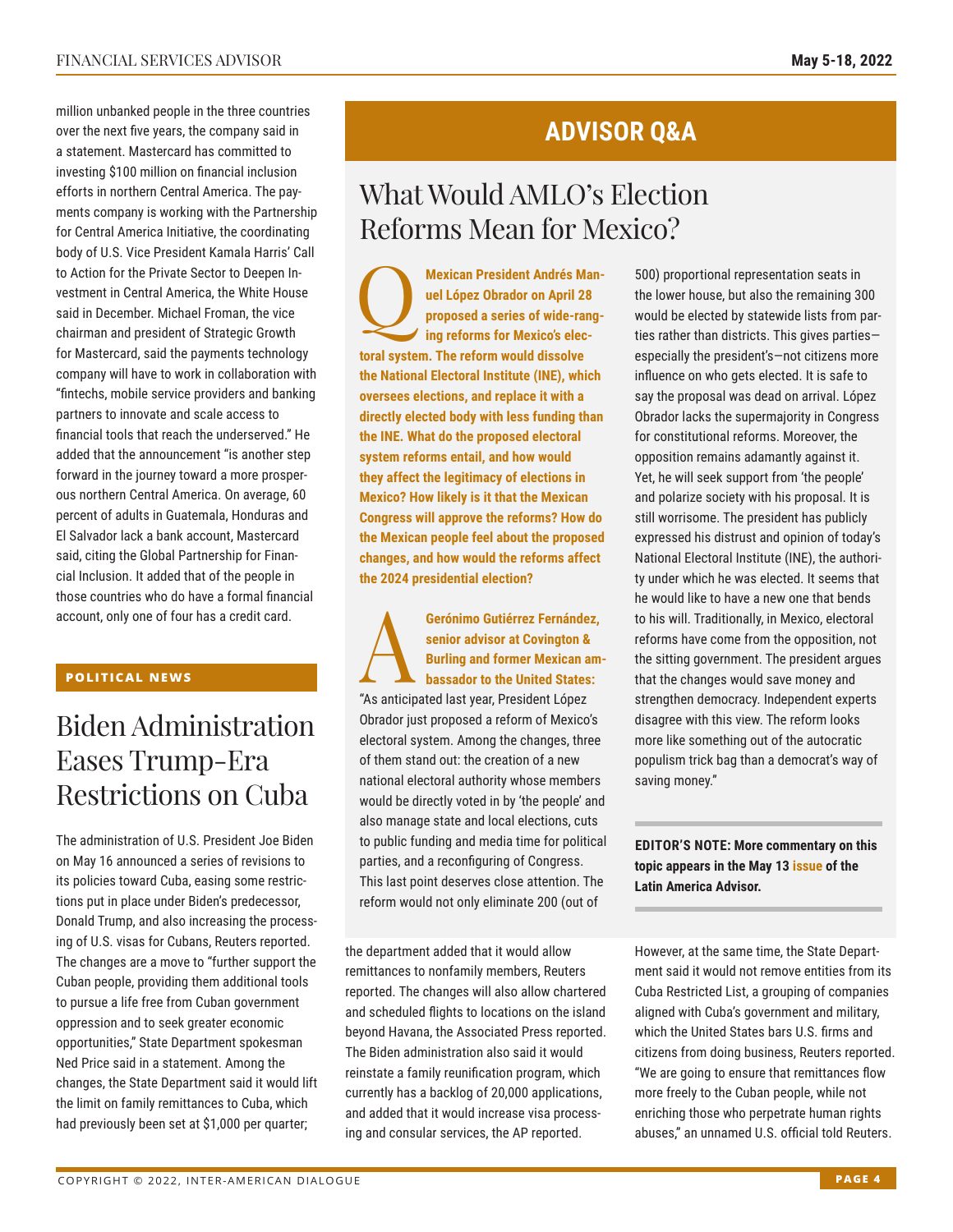million unbanked people in the three countries over the next five years, the company said in a statement. Mastercard has committed to investing $100 million on financial inclusion efforts in northern Central America. The payments company is working with the Partnership for Central America Initiative, the coordinating body of U.S. Vice President Kamala Harris' Call to Action for the Private Sector to Deepen Investment in Central America, the White House said in December. Michael Froman, the vice chairman and president of Strategic Growth for Mastercard, said the payments technology company will have to work in collaboration with "fintechs, mobile service providers and banking partners to innovate and scale access to financial tools that reach the underserved." He added that the announcement "is another step forward in the journey toward a more prosperous northern Central America. On average, 60 percent of adults in Guatemala, Honduras and El Salvador lack a bank account, Mastercard said, citing the Global Partnership for Financial Inclusion. It added that of the people in those countries who do have a formal financial account, only one of four has a credit card.

**POLITICAL NEWS**

## Biden Administration Eases Trump-Era Restrictions on Cuba

The administration of U.S. President Joe Biden on May 16 announced a series of revisions to its policies toward Cuba, easing some restrictions put in place under Biden's predecessor, Donald Trump, and also increasing the processing of U.S. visas for Cubans, Reuters reported. The changes are a move to "further support the Cuban people, providing them additional tools to pursue a life free from Cuban government oppression and to seek greater economic opportunities," State Department spokesman Ned Price said in a statement. Among the changes, the State Department said it would lift the limit on family remittances to Cuba, which had previously been set at $1,000 per quarter; the department added that it would allow remittances to nonfamily members, Reuters reported. The changes will also allow chartered and scheduled flights to locations on the island beyond Havana, the Associated Press reported. The Biden administration also said it would reinstate a family reunification program, which currently has a backlog of 20,000 applications, and added that it would increase visa processing and consular services, the AP reported. However, at the same time, the State Department said it would not remove entities from its Cuba Restricted List, a grouping of companies aligned with Cuba's government and military, which the United States bars U.S. firms and citizens from doing business, Reuters reported. "We are going to ensure that remittances flow more freely to the Cuban people, while not enriching those who perpetrate human rights abuses," an unnamed U.S. official told Reuters.

## ADVISOR Q&A

## What Would AMLO's Election Reforms Mean for Mexico?

**Q: Mexican President Andrés Manuel López Obrador on April 28 proposed a series of wide-ranging reforms for Mexico's electoral system. The reform would dissolve the National Electoral Institute (INE), which oversees elections, and replace it with a directly elected body with less funding than the INE. What do the proposed electoral system reforms entail, and how would they affect the legitimacy of elections in Mexico? How likely is it that the Mexican Congress will approve the reforms? How do the Mexican people feel about the proposed changes, and how would the reforms affect the 2024 presidential election?**

**A: Gerónimo Gutiérrez Fernández, senior advisor at Covington & Burling and former Mexican ambassador to the United States:** "As anticipated last year, President López Obrador just proposed a reform of Mexico's electoral system. Among the changes, three of them stand out: the creation of a new national electoral authority whose members would be directly voted in by 'the people' and also manage state and local elections, cuts to public funding and media time for political parties, and a reconfiguring of Congress. This last point deserves close attention. The reform would not only eliminate 200 (out of 500) proportional representation seats in the lower house, but also the remaining 300 would be elected by statewide lists from parties rather than districts. This gives parties—especially the president's—not citizens more influence on who gets elected. It is safe to say the proposal was dead on arrival. López Obrador lacks the supermajority in Congress for constitutional reforms. Moreover, the opposition remains adamantly against it. Yet, he will seek support from 'the people' and polarize society with his proposal. It is still worrisome. The president has publicly expressed his distrust and opinion of today's National Electoral Institute (INE), the authority under which he was elected. It seems that he would like to have a new one that bends to his will. Traditionally, in Mexico, electoral reforms have come from the opposition, not the sitting government. The president argues that the changes would save money and strengthen democracy. Independent experts disagree with this view. The reform looks more like something out of the autocratic populism trick bag than a democrat's way of saving money."

**EDITOR'S NOTE: More commentary on this topic appears in the May 13 issue of the Latin America Advisor.**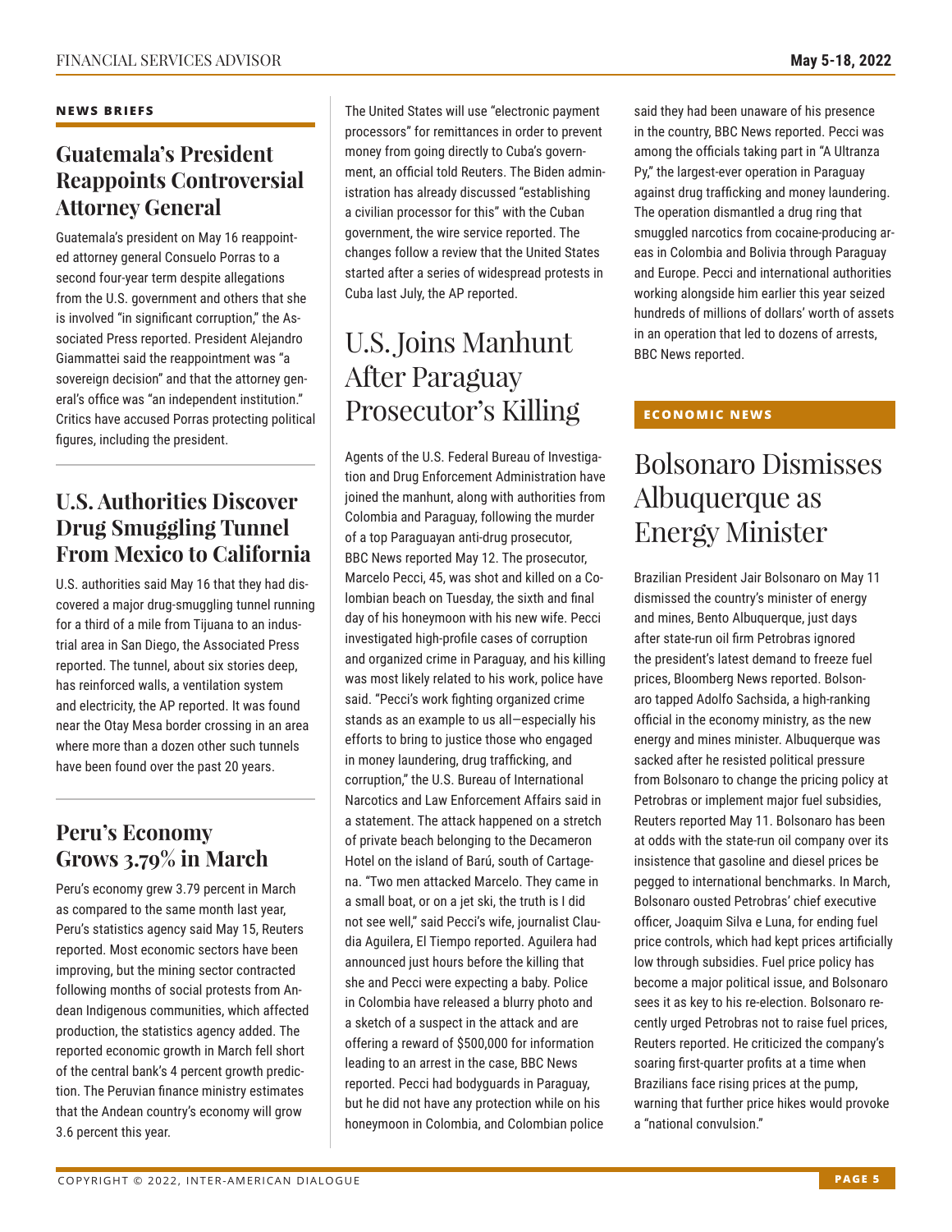## NEWS BRIEFS

### Guatemala's President Reappoints Controversial Attorney General

Guatemala's president on May 16 reappointed attorney general Consuelo Porras to a second four-year term despite allegations from the U.S. government and others that she is involved "in significant corruption," the Associated Press reported. President Alejandro Giammattei said the reappointment was "a sovereign decision" and that the attorney general's office was "an independent institution." Critics have accused Porras protecting political figures, including the president.

### U.S. Authorities Discover Drug Smuggling Tunnel From Mexico to California

U.S. authorities said May 16 that they had discovered a major drug-smuggling tunnel running for a third of a mile from Tijuana to an industrial area in San Diego, the Associated Press reported. The tunnel, about six stories deep, has reinforced walls, a ventilation system and electricity, the AP reported. It was found near the Otay Mesa border crossing in an area where more than a dozen other such tunnels have been found over the past 20 years.

### Peru's Economy Grows 3.79% in March

Peru's economy grew 3.79 percent in March as compared to the same month last year, Peru's statistics agency said May 15, Reuters reported. Most economic sectors have been improving, but the mining sector contracted following months of social protests from Andean Indigenous communities, which affected production, the statistics agency added. The reported economic growth in March fell short of the central bank's 4 percent growth prediction. The Peruvian finance ministry estimates that the Andean country's economy will grow 3.6 percent this year.

The United States will use "electronic payment processors" for remittances in order to prevent money from going directly to Cuba's government, an official told Reuters. The Biden administration has already discussed "establishing a civilian processor for this" with the Cuban government, the wire service reported. The changes follow a review that the United States started after a series of widespread protests in Cuba last July, the AP reported.

## U.S. Joins Manhunt After Paraguay Prosecutor's Killing

Agents of the U.S. Federal Bureau of Investigation and Drug Enforcement Administration have joined the manhunt, along with authorities from Colombia and Paraguay, following the murder of a top Paraguayan anti-drug prosecutor, BBC News reported May 12. The prosecutor, Marcelo Pecci, 45, was shot and killed on a Colombian beach on Tuesday, the sixth and final day of his honeymoon with his new wife. Pecci investigated high-profile cases of corruption and organized crime in Paraguay, and his killing was most likely related to his work, police have said. "Pecci's work fighting organized crime stands as an example to us all—especially his efforts to bring to justice those who engaged in money laundering, drug trafficking, and corruption," the U.S. Bureau of International Narcotics and Law Enforcement Affairs said in a statement. The attack happened on a stretch of private beach belonging to the Decameron Hotel on the island of Barú, south of Cartagena. "Two men attacked Marcelo. They came in a small boat, or on a jet ski, the truth is I did not see well," said Pecci's wife, journalist Claudia Aguilera, El Tiempo reported. Aguilera had announced just hours before the killing that she and Pecci were expecting a baby. Police in Colombia have released a blurry photo and a sketch of a suspect in the attack and are offering a reward of $500,000 for information leading to an arrest in the case, BBC News reported. Pecci had bodyguards in Paraguay, but he did not have any protection while on his honeymoon in Colombia, and Colombian police said they had been unaware of his presence in the country, BBC News reported. Pecci was among the officials taking part in "A Ultranza Py," the largest-ever operation in Paraguay against drug trafficking and money laundering. The operation dismantled a drug ring that smuggled narcotics from cocaine-producing areas in Colombia and Bolivia through Paraguay and Europe. Pecci and international authorities working alongside him earlier this year seized hundreds of millions of dollars' worth of assets in an operation that led to dozens of arrests, BBC News reported.

## ECONOMIC NEWS

## Bolsonaro Dismisses Albuquerque as Energy Minister

Brazilian President Jair Bolsonaro on May 11 dismissed the country's minister of energy and mines, Bento Albuquerque, just days after state-run oil firm Petrobras ignored the president's latest demand to freeze fuel prices, Bloomberg News reported. Bolsonaro tapped Adolfo Sachsida, a high-ranking official in the economy ministry, as the new energy and mines minister. Albuquerque was sacked after he resisted political pressure from Bolsonaro to change the pricing policy at Petrobras or implement major fuel subsidies, Reuters reported May 11. Bolsonaro has been at odds with the state-run oil company over its insistence that gasoline and diesel prices be pegged to international benchmarks. In March, Bolsonaro ousted Petrobras' chief executive officer, Joaquim Silva e Luna, for ending fuel price controls, which had kept prices artificially low through subsidies. Fuel price policy has become a major political issue, and Bolsonaro sees it as key to his re-election. Bolsonaro recently urged Petrobras not to raise fuel prices, Reuters reported. He criticized the company's soaring first-quarter profits at a time when Brazilians face rising prices at the pump, warning that further price hikes would provoke a "national convulsion."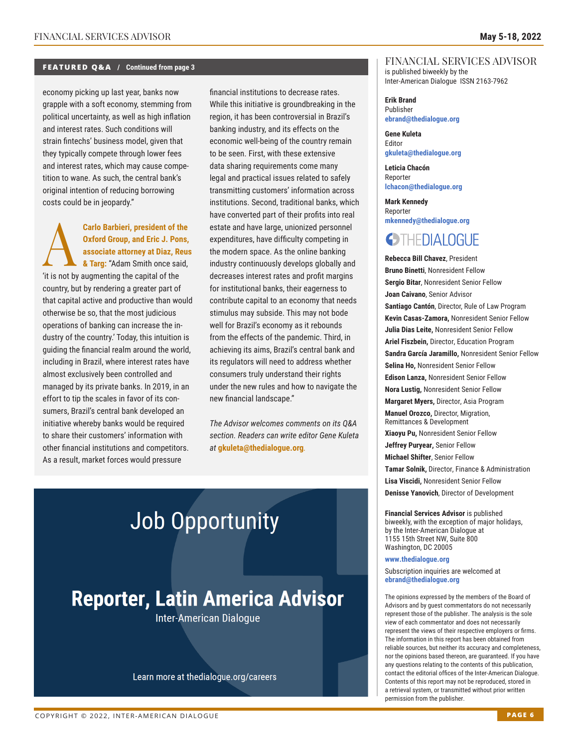**FEATURED Q&A / Continued from page 3**

economy picking up last year, banks now grapple with a soft economy, stemming from political uncertainty, as well as high inflation and interest rates. Such conditions will strain fintechs' business model, given that they typically compete through lower fees and interest rates, which may cause competition to wane. As such, the central bank's original intention of reducing borrowing costs could be in jeopardy."

**A** **Carlo Barbieri, president of the Oxford Group, and Eric J. Pons, associate attorney at Diaz, Reus & Targ:** "Adam Smith once said, 'it is not by augmenting the capital of the country, but by rendering a greater part of that capital active and productive than would otherwise be so, that the most judicious operations of banking can increase the industry of the country.' Today, this intuition is guiding the financial realm around the world, including in Brazil, where interest rates have almost exclusively been controlled and managed by its private banks. In 2019, in an effort to tip the scales in favor of its consumers, Brazil's central bank developed an initiative whereby banks would be required to share their customers' information with other financial institutions and competitors. As a result, market forces would pressure financial institutions to decrease rates. While this initiative is groundbreaking in the region, it has been controversial in Brazil's banking industry, and its effects on the economic well-being of the country remain to be seen. First, with these extensive data sharing requirements come many legal and practical issues related to safely transmitting customers' information across institutions. Second, traditional banks, which have converted part of their profits into real estate and have large, unionized personnel expenditures, have difficulty competing in the modern space. As the online banking industry continuously develops globally and decreases interest rates and profit margins for institutional banks, their eagerness to contribute capital to an economy that needs stimulus may subside. This may not bode well for Brazil's economy as it rebounds from the effects of the pandemic. Third, in achieving its aims, Brazil's central bank and its regulators will need to address whether consumers truly understand their rights under the new rules and how to navigate the new financial landscape."

*The Advisor welcomes comments on its Q&A section. Readers can write editor Gene Kuleta at* **gkuleta@thedialogue.org**.

# Job Opportunity

## Reporter, Latin America Advisor

Inter-American Dialogue

Learn more at thedialogue.org/careers

FINANCIAL SERVICES ADVISOR
is published biweekly by the Inter-American Dialogue ISSN 2163-7962

**Erik Brand**
Publisher
**ebrand@thedialogue.org**

**Gene Kuleta**
Editor
**gkuleta@thedialogue.org**

**Leticia Chacón**
Reporter
**lchacon@thedialogue.org**

**Mark Kennedy**
Reporter
**mkennedy@thedialogue.org**

THEDIALOGUE

**Rebecca Bill Chavez**, President
**Bruno Binetti**, Nonresident Fellow
**Sergio Bitar**, Nonresident Senior Fellow
**Joan Caivano**, Senior Advisor
**Santiago Cantón**, Director, Rule of Law Program
**Kevin Casas-Zamora,** Nonresident Senior Fellow
**Julia Dias Leite,** Nonresident Senior Fellow
**Ariel Fiszbein,** Director, Education Program
**Sandra García Jaramillo,** Nonresident Senior Fellow
**Selina Ho,** Nonresident Senior Fellow
**Edison Lanza,** Nonresident Senior Fellow
**Nora Lustig,** Nonresident Senior Fellow
**Margaret Myers,** Director, Asia Program
**Manuel Orozco,** Director, Migration, Remittances & Development
**Xiaoyu Pu,** Nonresident Senior Fellow
**Jeffrey Puryear,** Senior Fellow
**Michael Shifter**, Senior Fellow
**Tamar Solnik,** Director, Finance & Administration
**Lisa Viscidi,** Nonresident Senior Fellow
**Denisse Yanovich**, Director of Development

**Financial Services Advisor** is published biweekly, with the exception of major holidays, by the Inter-American Dialogue at 1155 15th Street NW, Suite 800 Washington, DC 20005

**www.thedialogue.org**

Subscription inquiries are welcomed at **ebrand@thedialogue.org**

The opinions expressed by the members of the Board of Advisors and by guest commentators do not necessarily represent those of the publisher. The analysis is the sole view of each commentator and does not necessarily represent the views of their respective employers or firms. The information in this report has been obtained from reliable sources, but neither its accuracy and completeness, nor the opinions based thereon, are guaranteed. If you have any questions relating to the contents of this publication, contact the editorial offices of the Inter-American Dialogue. Contents of this report may not be reproduced, stored in a retrieval system, or transmitted without prior written permission from the publisher.